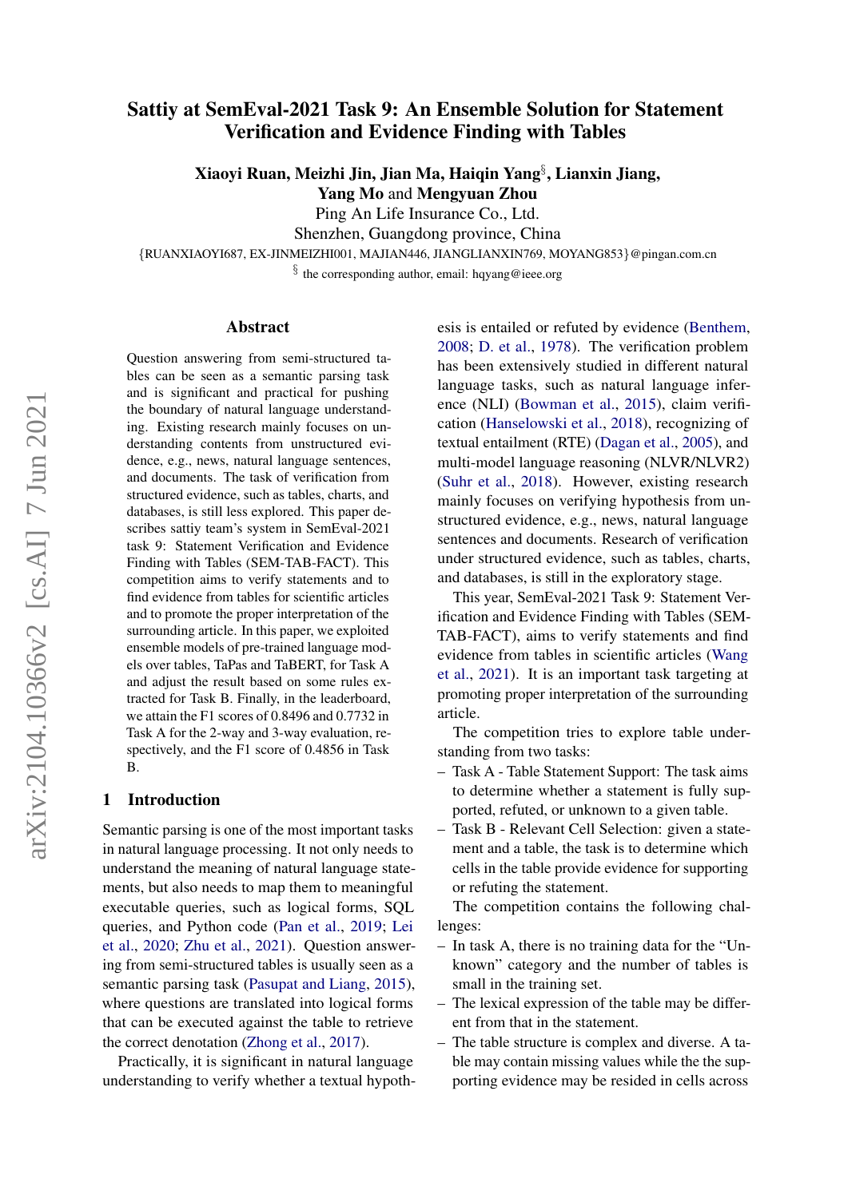# Sattiy at SemEval-2021 Task 9: An Ensemble Solution for Statement Verification and Evidence Finding with Tables

**Xiaoyi Ruan, Meizhi Jin, Jian Ma, Haiqin Yang[§], Lianxin Jiang, Yang Mo** and **Mengyuan Zhou**

Ping An Life Insurance Co., Ltd.

Shenzhen, Guangdong province, China

{RUANXIAOYI687, EX-JINMEIZHI001, MAJIAN446, JIANGLIANXIN769, MOYANG853}@pingan.com.cn

[§] the corresponding author, email: hqyang@ieee.org

## Abstract

Question answering from semi-structured tables can be seen as a semantic parsing task and is significant and practical for pushing the boundary of natural language understanding. Existing research mainly focuses on understanding contents from unstructured evidence, e.g., news, natural language sentences, and documents. The task of verification from structured evidence, such as tables, charts, and databases, is still less explored. This paper describes sattiy team's system in SemEval-2021 task 9: Statement Verification and Evidence Finding with Tables (SEM-TAB-FACT). This competition aims to verify statements and to find evidence from tables for scientific articles and to promote the proper interpretation of the surrounding article. In this paper, we exploited ensemble models of pre-trained language models over tables, TaPas and TaBERT, for Task A and adjust the result based on some rules extracted for Task B. Finally, in the leaderboard, we attain the F1 scores of 0.8496 and 0.7732 in Task A for the 2-way and 3-way evaluation, respectively, and the F1 score of 0.4856 in Task B.

## 1 Introduction

Semantic parsing is one of the most important tasks in natural language processing. It not only needs to understand the meaning of natural language statements, but also needs to map them to meaningful executable queries, such as logical forms, SQL queries, and Python code (Pan et al., 2019; Lei et al., 2020; Zhu et al., 2021). Question answering from semi-structured tables is usually seen as a semantic parsing task (Pasupat and Liang, 2015), where questions are translated into logical forms that can be executed against the table to retrieve the correct denotation (Zhong et al., 2017).

Practically, it is significant in natural language understanding to verify whether a textual hypothesis is entailed or refuted by evidence (Benthem, 2008; D. et al., 1978). The verification problem has been extensively studied in different natural language tasks, such as natural language inference (NLI) (Bowman et al., 2015), claim verification (Hanselowski et al., 2018), recognizing of textual entailment (RTE) (Dagan et al., 2005), and multi-model language reasoning (NLVR/NLVR2) (Suhr et al., 2018). However, existing research mainly focuses on verifying hypothesis from unstructured evidence, e.g., news, natural language sentences and documents. Research of verification under structured evidence, such as tables, charts, and databases, is still in the exploratory stage.

This year, SemEval-2021 Task 9: Statement Verification and Evidence Finding with Tables (SEM-TAB-FACT), aims to verify statements and find evidence from tables in scientific articles (Wang et al., 2021). It is an important task targeting at promoting proper interpretation of the surrounding article.

The competition tries to explore table understanding from two tasks:

- Task A - Table Statement Support: The task aims to determine whether a statement is fully supported, refuted, or unknown to a given table.
- Task B - Relevant Cell Selection: given a statement and a table, the task is to determine which cells in the table provide evidence for supporting or refuting the statement.

The competition contains the following challenges:

- In task A, there is no training data for the "Unknown" category and the number of tables is small in the training set.
- The lexical expression of the table may be different from that in the statement.
- The table structure is complex and diverse. A table may contain missing values while the the supporting evidence may be resided in cells across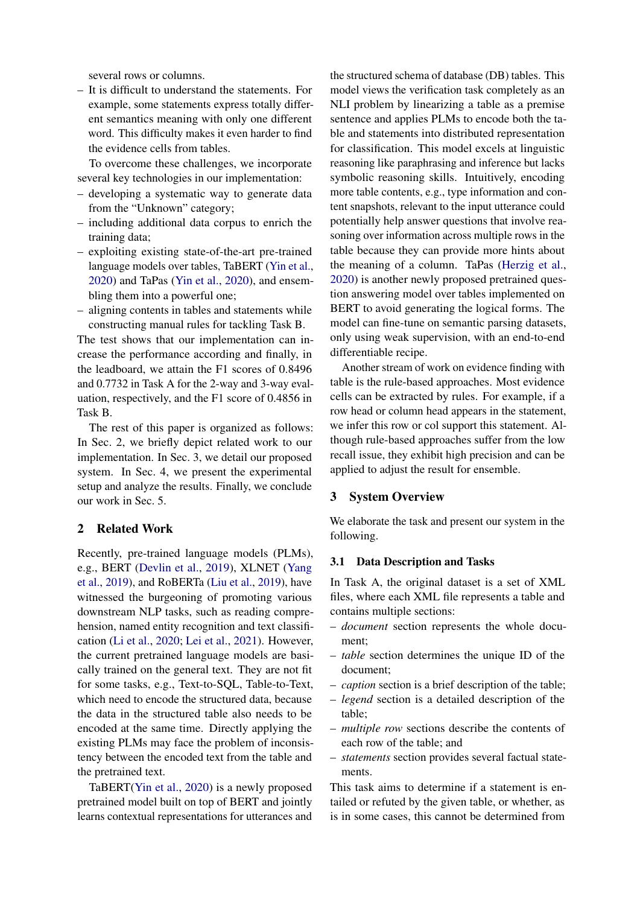several rows or columns.

- It is difficult to understand the statements. For example, some statements express totally different semantics meaning with only one different word. This difficulty makes it even harder to find the evidence cells from tables.

To overcome these challenges, we incorporate several key technologies in our implementation:

- developing a systematic way to generate data from the "Unknown" category;
- including additional data corpus to enrich the training data;
- exploiting existing state-of-the-art pre-trained language models over tables, TaBERT (Yin et al., 2020) and TaPas (Yin et al., 2020), and ensembling them into a powerful one;
- aligning contents in tables and statements while constructing manual rules for tackling Task B.

The test shows that our implementation can increase the performance according and finally, in the leadboard, we attain the F1 scores of 0.8496 and 0.7732 in Task A for the 2-way and 3-way evaluation, respectively, and the F1 score of 0.4856 in Task B.

The rest of this paper is organized as follows: In Sec. 2, we briefly depict related work to our implementation. In Sec. 3, we detail our proposed system. In Sec. 4, we present the experimental setup and analyze the results. Finally, we conclude our work in Sec. 5.

## 2 Related Work

Recently, pre-trained language models (PLMs), e.g., BERT (Devlin et al., 2019), XLNET (Yang et al., 2019), and RoBERTa (Liu et al., 2019), have witnessed the burgeoning of promoting various downstream NLP tasks, such as reading comprehension, named entity recognition and text classification (Li et al., 2020; Lei et al., 2021). However, the current pretrained language models are basically trained on the general text. They are not fit for some tasks, e.g., Text-to-SQL, Table-to-Text, which need to encode the structured data, because the data in the structured table also needs to be encoded at the same time. Directly applying the existing PLMs may face the problem of inconsistency between the encoded text from the table and the pretrained text.

TaBERT(Yin et al., 2020) is a newly proposed pretrained model built on top of BERT and jointly learns contextual representations for utterances and the structured schema of database (DB) tables. This model views the verification task completely as an NLI problem by linearizing a table as a premise sentence and applies PLMs to encode both the table and statements into distributed representation for classification. This model excels at linguistic reasoning like paraphrasing and inference but lacks symbolic reasoning skills. Intuitively, encoding more table contents, e.g., type information and content snapshots, relevant to the input utterance could potentially help answer questions that involve reasoning over information across multiple rows in the table because they can provide more hints about the meaning of a column. TaPas (Herzig et al., 2020) is another newly proposed pretrained question answering model over tables implemented on BERT to avoid generating the logical forms. The model can fine-tune on semantic parsing datasets, only using weak supervision, with an end-to-end differentiable recipe.

Another stream of work on evidence finding with table is the rule-based approaches. Most evidence cells can be extracted by rules. For example, if a row head or column head appears in the statement, we infer this row or col support this statement. Although rule-based approaches suffer from the low recall issue, they exhibit high precision and can be applied to adjust the result for ensemble.

## 3 System Overview

We elaborate the task and present our system in the following.

### 3.1 Data Description and Tasks

In Task A, the original dataset is a set of XML files, where each XML file represents a table and contains multiple sections:

- *document* section represents the whole document;
- *table* section determines the unique ID of the document;
- *caption* section is a brief description of the table;
- *legend* section is a detailed description of the table;
- *multiple row* sections describe the contents of each row of the table; and
- *statements* section provides several factual statements.

This task aims to determine if a statement is entailed or refuted by the given table, or whether, as is in some cases, this cannot be determined from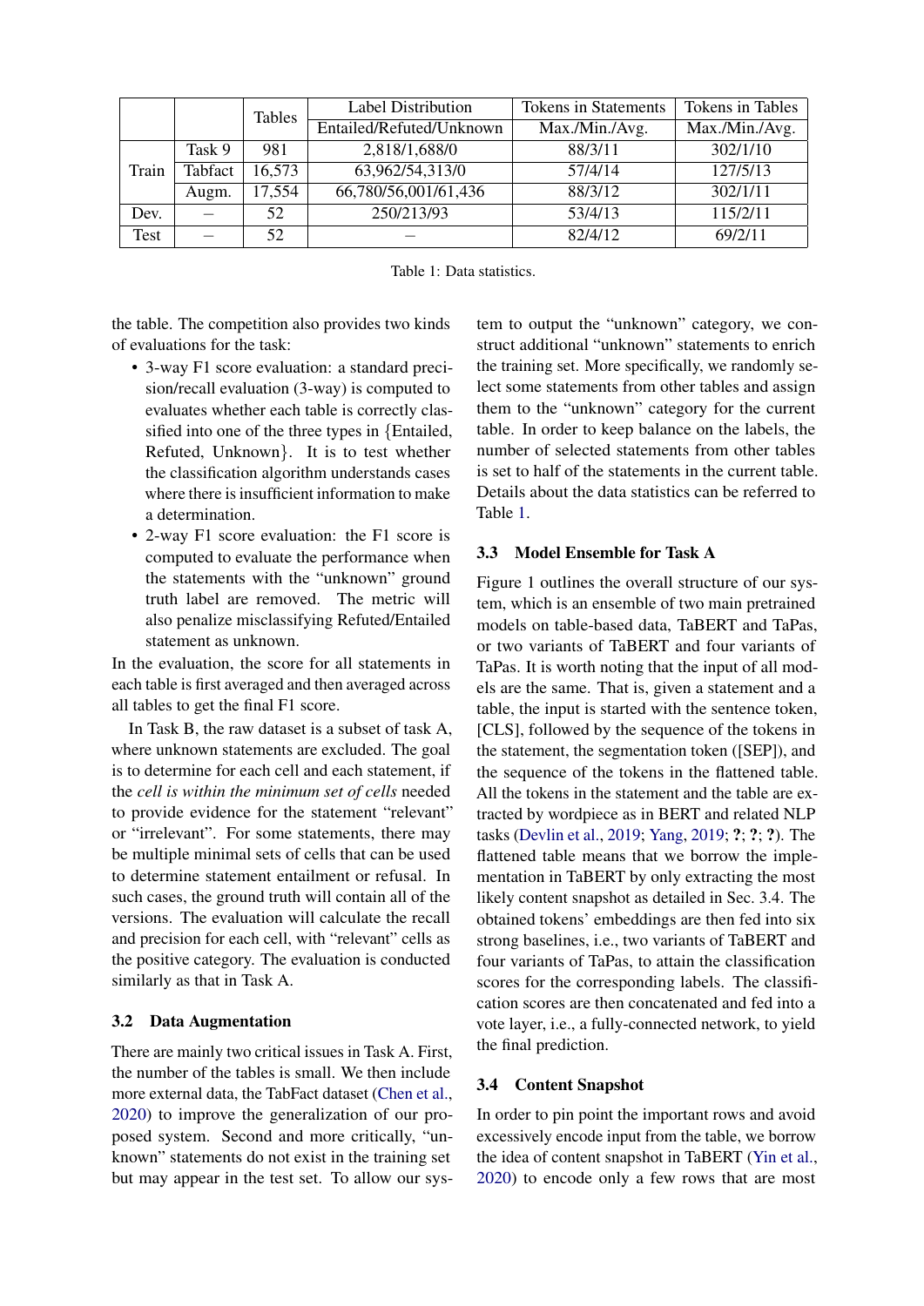| | | Tables | Label Distribution | Tokens in Statements | Tokens in Tables |
|---|---|---|---|---|---|
| | | | Entailed/Refuted/Unknown | Max./Min./Avg. | Max./Min./Avg. |
| Train | Task 9 | 981 | 2,818/1,688/0 | 88/3/11 | 302/1/10 |
| | Tabfact | 16,573 | 63,962/54,313/0 | 57/4/14 | 127/5/13 |
| | Augm. | 17,554 | 66,780/56,001/61,436 | 88/3/12 | 302/1/11 |
| Dev. | – | 52 | 250/213/93 | 53/4/13 | 115/2/11 |
| Test | – | 52 | – | 82/4/12 | 69/2/11 |

Table 1: Data statistics.

the table. The competition also provides two kinds of evaluations for the task:

- 3-way F1 score evaluation: a standard precision/recall evaluation (3-way) is computed to evaluates whether each table is correctly classified into one of the three types in {Entailed, Refuted, Unknown}. It is to test whether the classification algorithm understands cases where there is insufficient information to make a determination.
- 2-way F1 score evaluation: the F1 score is computed to evaluate the performance when the statements with the "unknown" ground truth label are removed. The metric will also penalize misclassifying Refuted/Entailed statement as unknown.

In the evaluation, the score for all statements in each table is first averaged and then averaged across all tables to get the final F1 score.

In Task B, the raw dataset is a subset of task A, where unknown statements are excluded. The goal is to determine for each cell and each statement, if the *cell is within the minimum set of cells* needed to provide evidence for the statement "relevant" or "irrelevant". For some statements, there may be multiple minimal sets of cells that can be used to determine statement entailment or refusal. In such cases, the ground truth will contain all of the versions. The evaluation will calculate the recall and precision for each cell, with "relevant" cells as the positive category. The evaluation is conducted similarly as that in Task A.

### 3.2 Data Augmentation

There are mainly two critical issues in Task A. First, the number of the tables is small. We then include more external data, the TabFact dataset (Chen et al., 2020) to improve the generalization of our proposed system. Second and more critically, "unknown" statements do not exist in the training set but may appear in the test set. To allow our system to output the "unknown" category, we construct additional "unknown" statements to enrich the training set. More specifically, we randomly select some statements from other tables and assign them to the "unknown" category for the current table. In order to keep balance on the labels, the number of selected statements from other tables is set to half of the statements in the current table. Details about the data statistics can be referred to Table 1.

### 3.3 Model Ensemble for Task A

Figure 1 outlines the overall structure of our system, which is an ensemble of two main pretrained models on table-based data, TaBERT and TaPas, or two variants of TaBERT and four variants of TaPas. It is worth noting that the input of all models are the same. That is, given a statement and a table, the input is started with the sentence token, [CLS], followed by the sequence of the tokens in the statement, the segmentation token ([SEP]), and the sequence of the tokens in the flattened table. All the tokens in the statement and the table are extracted by wordpiece as in BERT and related NLP tasks (Devlin et al., 2019; Yang, 2019; **?**; **?**; **?**). The flattened table means that we borrow the implementation in TaBERT by only extracting the most likely content snapshot as detailed in Sec. 3.4. The obtained tokens' embeddings are then fed into six strong baselines, i.e., two variants of TaBERT and four variants of TaPas, to attain the classification scores for the corresponding labels. The classification scores are then concatenated and fed into a vote layer, i.e., a fully-connected network, to yield the final prediction.

### 3.4 Content Snapshot

In order to pin point the important rows and avoid excessively encode input from the table, we borrow the idea of content snapshot in TaBERT (Yin et al., 2020) to encode only a few rows that are most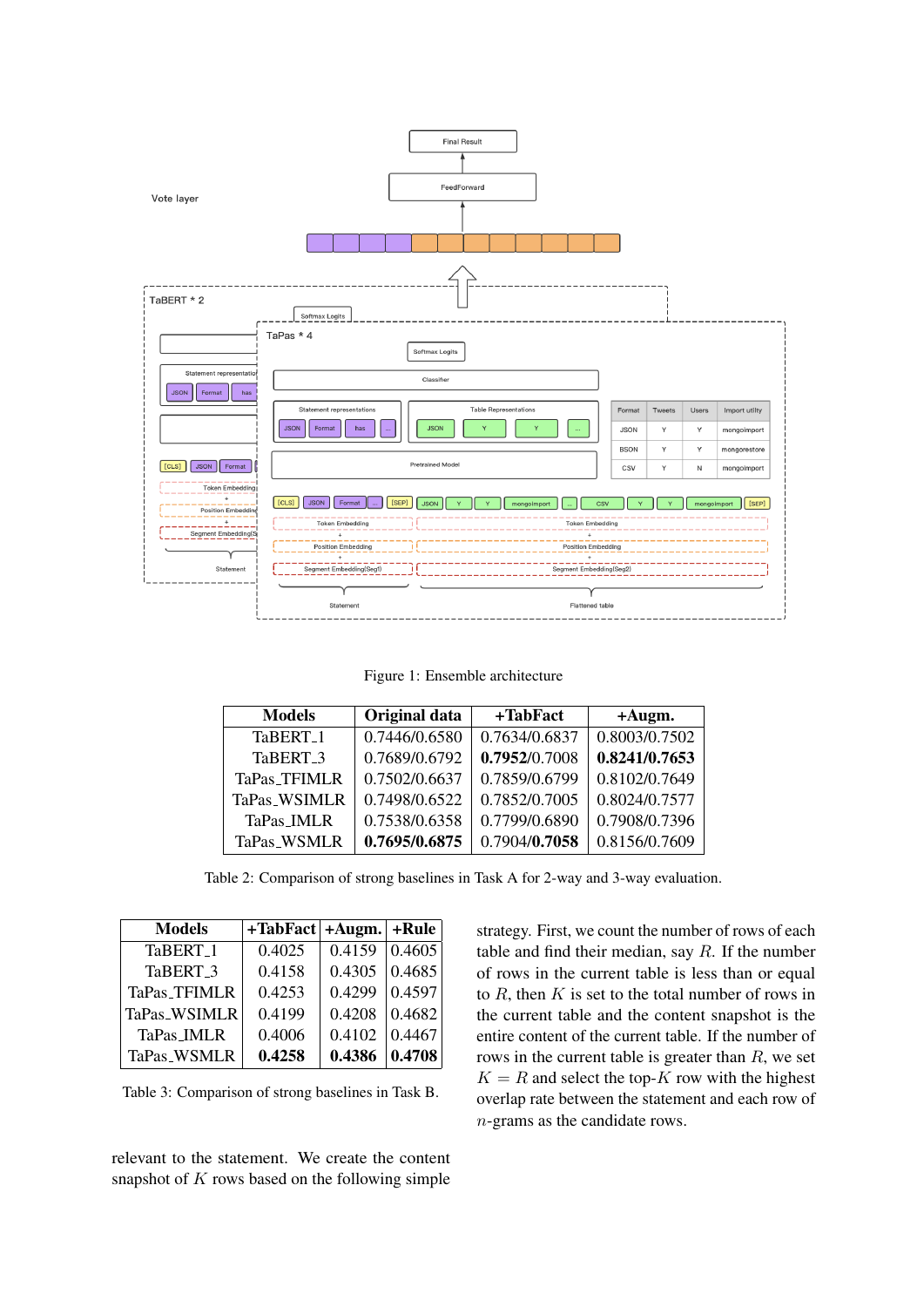Figure 1: Ensemble architecture

| Models | Original data | +TabFact | +Augm. |
|---|---|---|---|
| TaBERT_1 | 0.7446/0.6580 | 0.7634/0.6837 | 0.8003/0.7502 |
| TaBERT_3 | 0.7689/0.6792 | **0.7952**/0.7008 | **0.8241/0.7653** |
| TaPas_TFIMLR | 0.7502/0.6637 | 0.7859/0.6799 | 0.8102/0.7649 |
| TaPas_WSIMLR | 0.7498/0.6522 | 0.7852/0.7005 | 0.8024/0.7577 |
| TaPas_IMLR | 0.7538/0.6358 | 0.7799/0.6890 | 0.7908/0.7396 |
| TaPas_WSMLR | **0.7695/0.6875** | 0.7904/**0.7058** | 0.8156/0.7609 |

Table 2: Comparison of strong baselines in Task A for 2-way and 3-way evaluation.

| Models | +TabFact | +Augm. | +Rule |
|---|---|---|---|
| TaBERT_1 | 0.4025 | 0.4159 | 0.4605 |
| TaBERT_3 | 0.4158 | 0.4305 | 0.4685 |
| TaPas_TFIMLR | 0.4253 | 0.4299 | 0.4597 |
| TaPas_WSIMLR | 0.4199 | 0.4208 | 0.4682 |
| TaPas_IMLR | 0.4006 | 0.4102 | 0.4467 |
| TaPas_WSMLR | **0.4258** | **0.4386** | **0.4708** |

Table 3: Comparison of strong baselines in Task B.

relevant to the statement. We create the content snapshot of $K$ rows based on the following simple strategy. First, we count the number of rows of each table and find their median, say $R$. If the number of rows in the current table is less than or equal to $R$, then $K$ is set to the total number of rows in the current table and the content snapshot is the entire content of the current table. If the number of rows in the current table is greater than $R$, we set $K = R$ and select the top-$K$ row with the highest overlap rate between the statement and each row of $n$-grams as the candidate rows.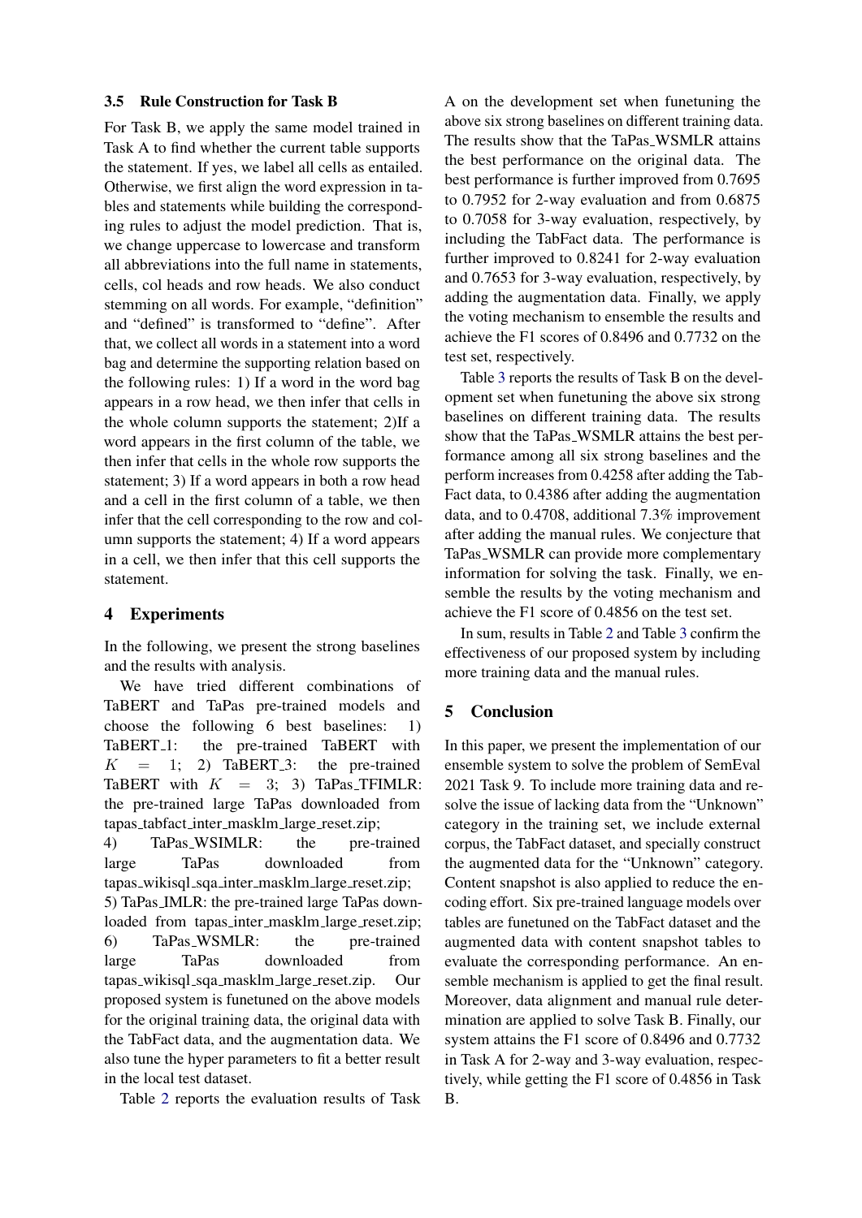### 3.5 Rule Construction for Task B

For Task B, we apply the same model trained in Task A to find whether the current table supports the statement. If yes, we label all cells as entailed. Otherwise, we first align the word expression in tables and statements while building the corresponding rules to adjust the model prediction. That is, we change uppercase to lowercase and transform all abbreviations into the full name in statements, cells, col heads and row heads. We also conduct stemming on all words. For example, "definition" and "defined" is transformed to "define". After that, we collect all words in a statement into a word bag and determine the supporting relation based on the following rules: 1) If a word in the word bag appears in a row head, we then infer that cells in the whole column supports the statement; 2)If a word appears in the first column of the table, we then infer that cells in the whole row supports the statement; 3) If a word appears in both a row head and a cell in the first column of a table, we then infer that the cell corresponding to the row and column supports the statement; 4) If a word appears in a cell, we then infer that this cell supports the statement.

## 4 Experiments

In the following, we present the strong baselines and the results with analysis.

We have tried different combinations of TaBERT and TaPas pre-trained models and choose the following 6 best baselines: 1) TaBERT_1: the pre-trained TaBERT with $K = 1$; 2) TaBERT_3: the pre-trained TaBERT with $K = 3$; 3) TaPas_TFIMLR: the pre-trained large TaPas downloaded from tapas_tabfact_inter_masklm_large_reset.zip; 4) TaPas_WSIMLR: the pre-trained large TaPas downloaded from tapas_wikisql_sqa_inter_masklm_large_reset.zip; 5) TaPas_IMLR: the pre-trained large TaPas downloaded from tapas_inter_masklm_large_reset.zip; 6) TaPas_WSMLR: the pre-trained large TaPas downloaded from tapas_wikisql_sqa_masklm_large_reset.zip. Our proposed system is funetuned on the above models for the original training data, the original data with the TabFact data, and the augmentation data. We also tune the hyper parameters to fit a better result in the local test dataset.

Table 2 reports the evaluation results of Task A on the development set when funetuning the above six strong baselines on different training data. The results show that the TaPas_WSMLR attains the best performance on the original data. The best performance is further improved from 0.7695 to 0.7952 for 2-way evaluation and from 0.6875 to 0.7058 for 3-way evaluation, respectively, by including the TabFact data. The performance is further improved to 0.8241 for 2-way evaluation and 0.7653 for 3-way evaluation, respectively, by adding the augmentation data. Finally, we apply the voting mechanism to ensemble the results and achieve the F1 scores of 0.8496 and 0.7732 on the test set, respectively.

Table 3 reports the results of Task B on the development set when funetuning the above six strong baselines on different training data. The results show that the TaPas_WSMLR attains the best performance among all six strong baselines and the perform increases from 0.4258 after adding the TabFact data, to 0.4386 after adding the augmentation data, and to 0.4708, additional 7.3% improvement after adding the manual rules. We conjecture that TaPas_WSMLR can provide more complementary information for solving the task. Finally, we ensemble the results by the voting mechanism and achieve the F1 score of 0.4856 on the test set.

In sum, results in Table 2 and Table 3 confirm the effectiveness of our proposed system by including more training data and the manual rules.

## 5 Conclusion

In this paper, we present the implementation of our ensemble system to solve the problem of SemEval 2021 Task 9. To include more training data and resolve the issue of lacking data from the "Unknown" category in the training set, we include external corpus, the TabFact dataset, and specially construct the augmented data for the "Unknown" category. Content snapshot is also applied to reduce the encoding effort. Six pre-trained language models over tables are funetuned on the TabFact dataset and the augmented data with content snapshot tables to evaluate the corresponding performance. An ensemble mechanism is applied to get the final result. Moreover, data alignment and manual rule determination are applied to solve Task B. Finally, our system attains the F1 score of 0.8496 and 0.7732 in Task A for 2-way and 3-way evaluation, respectively, while getting the F1 score of 0.4856 in Task B.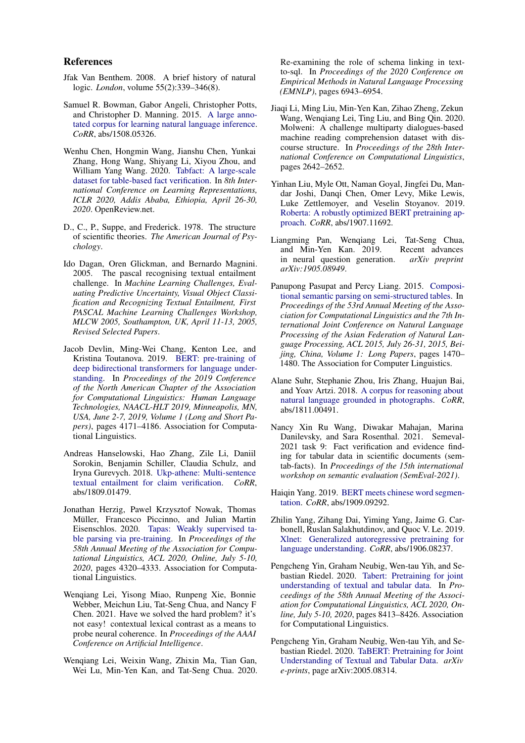## References

Jfak Van Benthem. 2008. A brief history of natural logic. *London*, volume 55(2):339–346(8).

Samuel R. Bowman, Gabor Angeli, Christopher Potts, and Christopher D. Manning. 2015. A large annotated corpus for learning natural language inference. *CoRR*, abs/1508.05326.

Wenhu Chen, Hongmin Wang, Jianshu Chen, Yunkai Zhang, Hong Wang, Shiyang Li, Xiyou Zhou, and William Yang Wang. 2020. Tabfact: A large-scale dataset for table-based fact verification. In *8th International Conference on Learning Representations, ICLR 2020, Addis Ababa, Ethiopia, April 26-30, 2020*. OpenReview.net.

D., C., P., Suppe, and Frederick. 1978. The structure of scientific theories. *The American Journal of Psychology*.

Ido Dagan, Oren Glickman, and Bernardo Magnini. 2005. The pascal recognising textual entailment challenge. In *Machine Learning Challenges, Evaluating Predictive Uncertainty, Visual Object Classification and Recognizing Textual Entailment, First PASCAL Machine Learning Challenges Workshop, MLCW 2005, Southampton, UK, April 11-13, 2005, Revised Selected Papers*.

Jacob Devlin, Ming-Wei Chang, Kenton Lee, and Kristina Toutanova. 2019. BERT: pre-training of deep bidirectional transformers for language understanding. In *Proceedings of the 2019 Conference of the North American Chapter of the Association for Computational Linguistics: Human Language Technologies, NAACL-HLT 2019, Minneapolis, MN, USA, June 2-7, 2019, Volume 1 (Long and Short Papers)*, pages 4171–4186. Association for Computational Linguistics.

Andreas Hanselowski, Hao Zhang, Zile Li, Daniil Sorokin, Benjamin Schiller, Claudia Schulz, and Iryna Gurevych. 2018. Ukp-athene: Multi-sentence textual entailment for claim verification. *CoRR*, abs/1809.01479.

Jonathan Herzig, Pawel Krzysztof Nowak, Thomas Müller, Francesco Piccinno, and Julian Martin Eisenschlos. 2020. Tapas: Weakly supervised table parsing via pre-training. In *Proceedings of the 58th Annual Meeting of the Association for Computational Linguistics, ACL 2020, Online, July 5-10, 2020*, pages 4320–4333. Association for Computational Linguistics.

Wenqiang Lei, Yisong Miao, Runpeng Xie, Bonnie Webber, Meichun Liu, Tat-Seng Chua, and Nancy F Chen. 2021. Have we solved the hard problem? it's not easy! contextual lexical contrast as a means to probe neural coherence. In *Proceedings of the AAAI Conference on Artificial Intelligence*.

Wenqiang Lei, Weixin Wang, Zhixin Ma, Tian Gan, Wei Lu, Min-Yen Kan, and Tat-Seng Chua. 2020. Re-examining the role of schema linking in text-to-sql. In *Proceedings of the 2020 Conference on Empirical Methods in Natural Language Processing (EMNLP)*, pages 6943–6954.

Jiaqi Li, Ming Liu, Min-Yen Kan, Zihao Zheng, Zekun Wang, Wenqiang Lei, Ting Liu, and Bing Qin. 2020. Molweni: A challenge multiparty dialogues-based machine reading comprehension dataset with discourse structure. In *Proceedings of the 28th International Conference on Computational Linguistics*, pages 2642–2652.

Yinhan Liu, Myle Ott, Naman Goyal, Jingfei Du, Mandar Joshi, Danqi Chen, Omer Levy, Mike Lewis, Luke Zettlemoyer, and Veselin Stoyanov. 2019. Roberta: A robustly optimized BERT pretraining approach. *CoRR*, abs/1907.11692.

Liangming Pan, Wenqiang Lei, Tat-Seng Chua, and Min-Yen Kan. 2019. Recent advances in neural question generation. *arXiv preprint arXiv:1905.08949*.

Panupong Pasupat and Percy Liang. 2015. Compositional semantic parsing on semi-structured tables. In *Proceedings of the 53rd Annual Meeting of the Association for Computational Linguistics and the 7th International Joint Conference on Natural Language Processing of the Asian Federation of Natural Language Processing, ACL 2015, July 26-31, 2015, Beijing, China, Volume 1: Long Papers*, pages 1470–1480. The Association for Computer Linguistics.

Alane Suhr, Stephanie Zhou, Iris Zhang, Huajun Bai, and Yoav Artzi. 2018. A corpus for reasoning about natural language grounded in photographs. *CoRR*, abs/1811.00491.

Nancy Xin Ru Wang, Diwakar Mahajan, Marina Danilevsky, and Sara Rosenthal. 2021. Semeval-2021 task 9: Fact verification and evidence finding for tabular data in scientific documents (sem-tab-facts). In *Proceedings of the 15th international workshop on semantic evaluation (SemEval-2021)*.

Haiqin Yang. 2019. BERT meets chinese word segmentation. *CoRR*, abs/1909.09292.

Zhilin Yang, Zihang Dai, Yiming Yang, Jaime G. Carbonell, Ruslan Salakhutdinov, and Quoc V. Le. 2019. Xlnet: Generalized autoregressive pretraining for language understanding. *CoRR*, abs/1906.08237.

Pengcheng Yin, Graham Neubig, Wen-tau Yih, and Sebastian Riedel. 2020. Tabert: Pretraining for joint understanding of textual and tabular data. In *Proceedings of the 58th Annual Meeting of the Association for Computational Linguistics, ACL 2020, Online, July 5-10, 2020*, pages 8413–8426. Association for Computational Linguistics.

Pengcheng Yin, Graham Neubig, Wen-tau Yih, and Sebastian Riedel. 2020. TaBERT: Pretraining for Joint Understanding of Textual and Tabular Data. *arXiv e-prints*, page arXiv:2005.08314.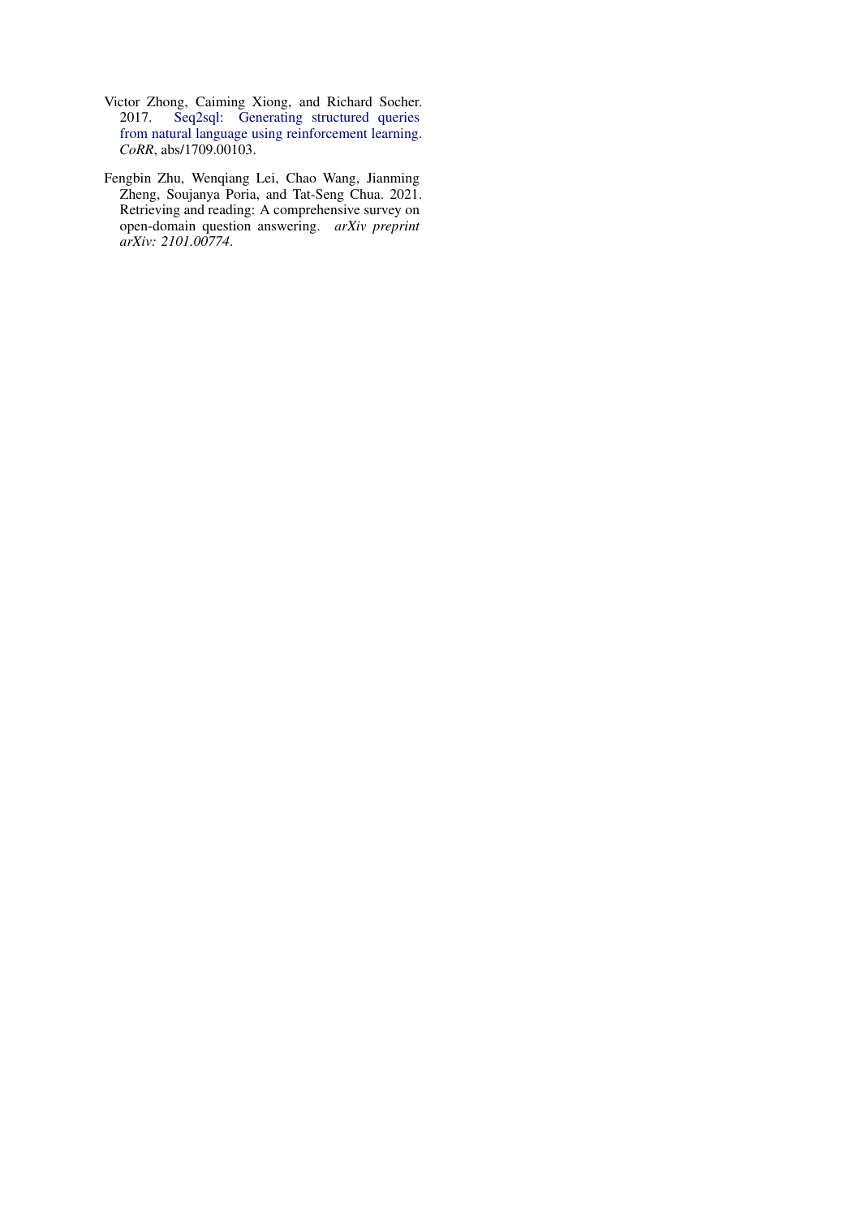Victor Zhong, Caiming Xiong, and Richard Socher. 2017. Seq2sql: Generating structured queries from natural language using reinforcement learning. *CoRR*, abs/1709.00103.

Fengbin Zhu, Wenqiang Lei, Chao Wang, Jianming Zheng, Soujanya Poria, and Tat-Seng Chua. 2021. Retrieving and reading: A comprehensive survey on open-domain question answering. *arXiv preprint arXiv: 2101.00774*.